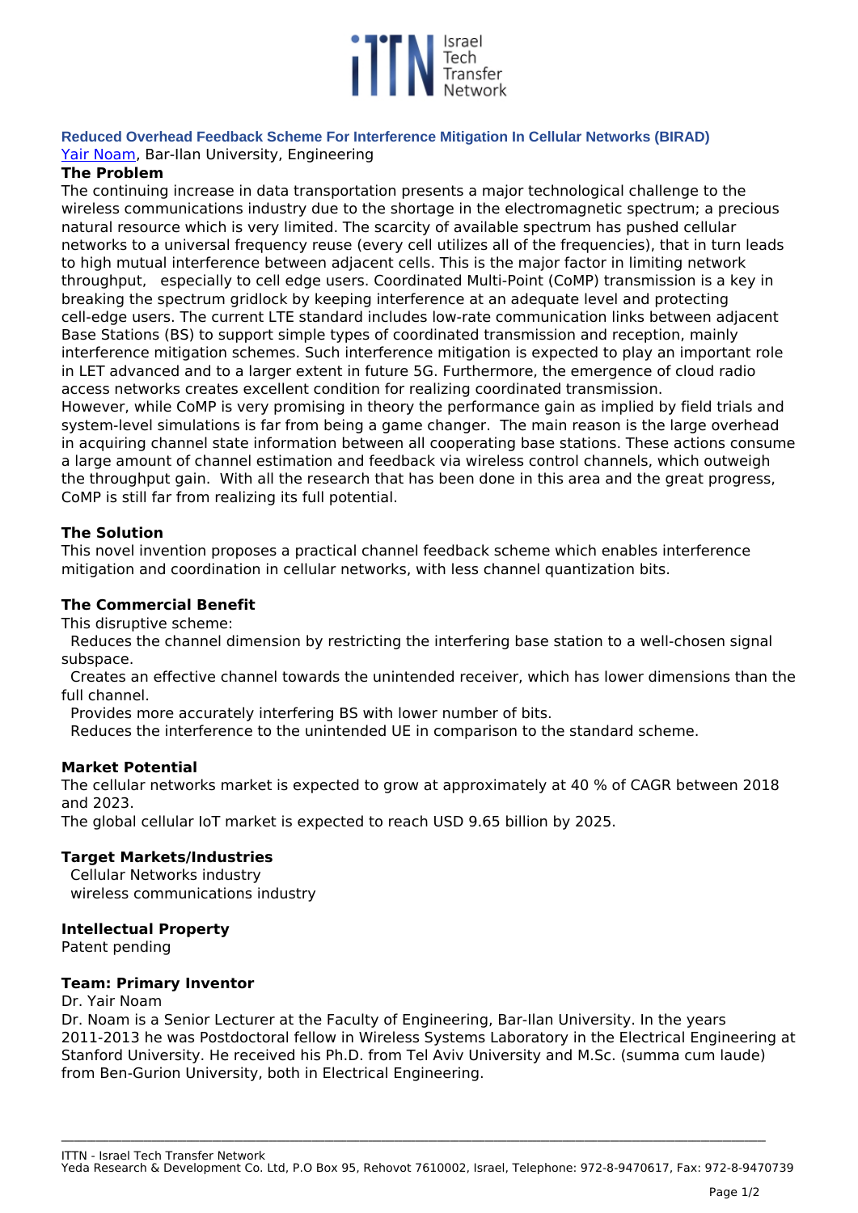**Reduced Overhead Feedback Scheme For Interference Mitigation In Cellular Networks (BIRAD)**

Yair Noam, Bar-Ilan University, Engineering

**The Problem**

The continuing increase in data transportation presents a major technological challenge to the wireless communications industry due to the shortage in the electromagnetic spectrum; a precious natural resource which is very limited. The scarcity of available spectrum has pushed cellular networks to a universal frequency reuse (every cell utilizes all of the frequencies), that in turn leads to high mutual interference between adjacent cells. This is the major factor in limiting network throughput,  especially to cell edge users. Coordinated Multi-Point (CoMP) transmission is a key in breaking the spectrum gridlock by keeping interference at an adequate level and protecting cell-edge users. The current LTE standard includes low-rate communication links between adjacent Base Stations (BS) to support simple types of coordinated transmission and reception, mainly interference mitigation schemes. Such interference mitigation is expected to play an important role in LET advanced and to a larger extent in future 5G. Furthermore, the emergence of cloud radio access networks creates excellent condition for realizing coordinated transmission.

However, while CoMP is very promising in theory the performance gain as implied by field trials and system-level simulations is far from being a game changer.  The main reason is the large overhead in acquiring channel state information between all cooperating base stations. These actions consume a large amount of channel estimation and feedback via wireless control channels, which outweigh the throughput gain.  With all the research that has been done in this area and the great progress, CoMP is still far from realizing its full potential.

**The Solution**

This novel invention proposes a practical channel feedback scheme which enables interference mitigation and coordination in cellular networks, with less channel quantization bits.

**The Commercial Benefit**

This disruptive scheme:

- Reduces the channel dimension by restricting the interfering base station to a well-chosen signal subspace.
- Creates an effective channel towards the unintended receiver, which has lower dimensions than the full channel.
- Provides more accurately interfering BS with lower number of bits.
- Reduces the interference to the unintended UE in comparison to the standard scheme.

**Market Potential**

The cellular networks market is expected to grow at approximately at 40 % of CAGR between 2018 and 2023.

The global cellular IoT market is expected to reach USD 9.65 billion by 2025.

**Target Markets/Industries**

- Cellular Networks industry
- wireless communications industry

**Intellectual Property**

Patent pending

**Team: Primary Inventor**

Dr. Yair Noam

Dr. Noam is a Senior Lecturer at the Faculty of Engineering, Bar-Ilan University. In the years 2011-2013 he was Postdoctoral fellow in Wireless Systems Laboratory in the Electrical Engineering at Stanford University. He received his Ph.D. from Tel Aviv University and M.Sc. (summa cum laude) from Ben-Gurion University, both in Electrical Engineering.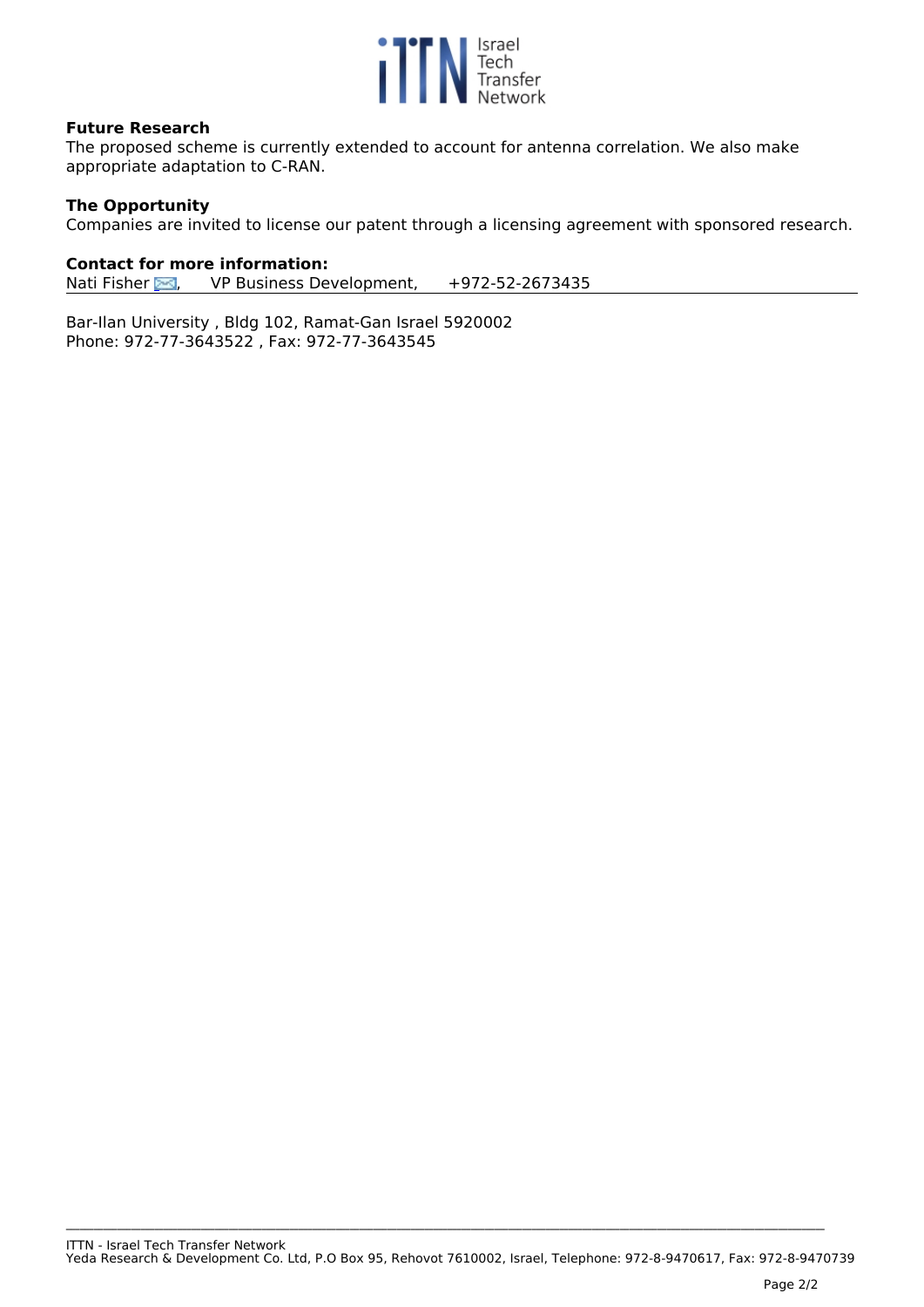**Future Research**

The proposed scheme is currently extended to account for antenna correlation. We also make appropriate adaptation to C-RAN.

**The Opportunity**

Companies are invited to license our patent through a licensing agreement with sponsored research.

**Contact for more information:**

Nati Fisher, VP Business Development, +972-52-2673435

---

Bar-Ilan University , Bldg 102, Ramat-Gan Israel 5920002
Phone: 972-77-3643522 , Fax: 972-77-3643545